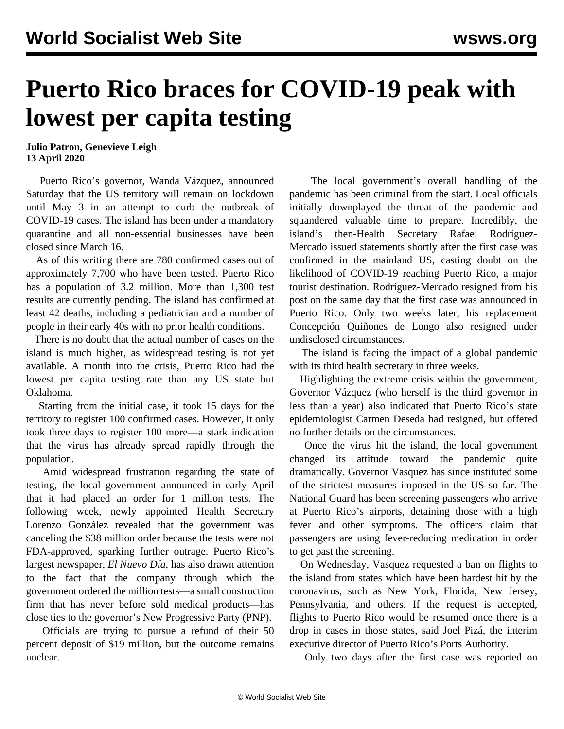# Puerto Rico braces for COVID-19 peak with lowest per capita testing

**Julio Patron, Genevieve Leigh**
**13 April 2020**

Puerto Rico's governor, Wanda Vázquez, announced Saturday that the US territory will remain on lockdown until May 3 in an attempt to curb the outbreak of COVID-19 cases. The island has been under a mandatory quarantine and all non-essential businesses have been closed since March 16.

As of this writing there are 780 confirmed cases out of approximately 7,700 who have been tested. Puerto Rico has a population of 3.2 million. More than 1,300 test results are currently pending. The island has confirmed at least 42 deaths, including a pediatrician and a number of people in their early 40s with no prior health conditions.

There is no doubt that the actual number of cases on the island is much higher, as widespread testing is not yet available. A month into the crisis, Puerto Rico had the lowest per capita testing rate than any US state but Oklahoma.

Starting from the initial case, it took 15 days for the territory to register 100 confirmed cases. However, it only took three days to register 100 more—a stark indication that the virus has already spread rapidly through the population.

Amid widespread frustration regarding the state of testing, the local government announced in early April that it had placed an order for 1 million tests. The following week, newly appointed Health Secretary Lorenzo González revealed that the government was canceling the $38 million order because the tests were not FDA-approved, sparking further outrage. Puerto Rico's largest newspaper, *El Nuevo Día*, has also drawn attention to the fact that the company through which the government ordered the million tests—a small construction firm that has never before sold medical products—has close ties to the governor's New Progressive Party (PNP).

Officials are trying to pursue a refund of their 50 percent deposit of $19 million, but the outcome remains unclear.

The local government's overall handling of the pandemic has been criminal from the start. Local officials initially downplayed the threat of the pandemic and squandered valuable time to prepare. Incredibly, the island's then-Health Secretary Rafael Rodríguez-Mercado issued statements shortly after the first case was confirmed in the mainland US, casting doubt on the likelihood of COVID-19 reaching Puerto Rico, a major tourist destination. Rodríguez-Mercado resigned from his post on the same day that the first case was announced in Puerto Rico. Only two weeks later, his replacement Concepción Quiñones de Longo also resigned under undisclosed circumstances.

The island is facing the impact of a global pandemic with its third health secretary in three weeks.

Highlighting the extreme crisis within the government, Governor Vázquez (who herself is the third governor in less than a year) also indicated that Puerto Rico's state epidemiologist Carmen Deseda had resigned, but offered no further details on the circumstances.

Once the virus hit the island, the local government changed its attitude toward the pandemic quite dramatically. Governor Vasquez has since instituted some of the strictest measures imposed in the US so far. The National Guard has been screening passengers who arrive at Puerto Rico's airports, detaining those with a high fever and other symptoms. The officers claim that passengers are using fever-reducing medication in order to get past the screening.

On Wednesday, Vasquez requested a ban on flights to the island from states which have been hardest hit by the coronavirus, such as New York, Florida, New Jersey, Pennsylvania, and others. If the request is accepted, flights to Puerto Rico would be resumed once there is a drop in cases in those states, said Joel Pizá, the interim executive director of Puerto Rico's Ports Authority.

Only two days after the first case was reported on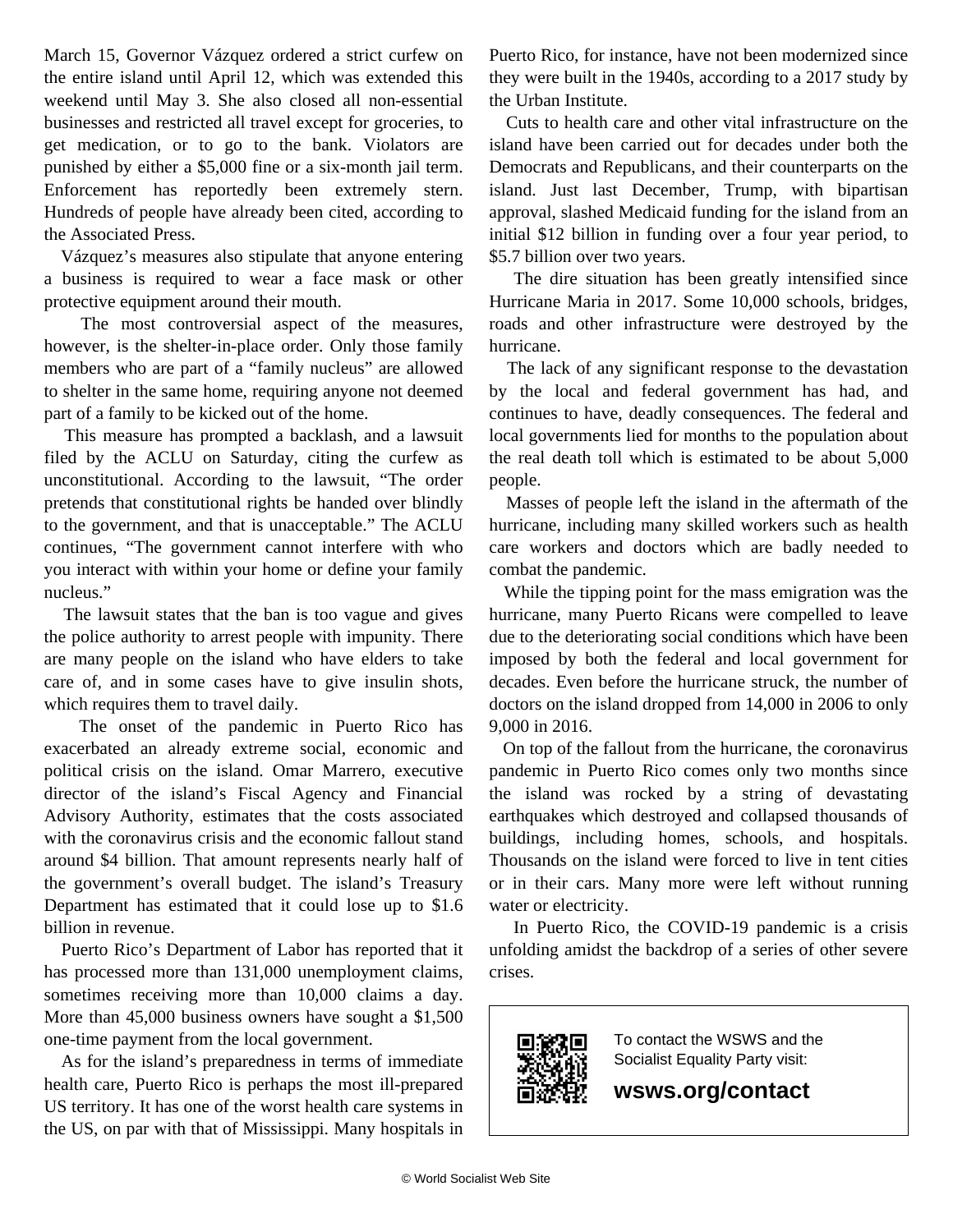March 15, Governor Vázquez ordered a strict curfew on the entire island until April 12, which was extended this weekend until May 3. She also closed all non-essential businesses and restricted all travel except for groceries, to get medication, or to go to the bank. Violators are punished by either a $5,000 fine or a six-month jail term. Enforcement has reportedly been extremely stern. Hundreds of people have already been cited, according to the Associated Press.

Vázquez's measures also stipulate that anyone entering a business is required to wear a face mask or other protective equipment around their mouth.

The most controversial aspect of the measures, however, is the shelter-in-place order. Only those family members who are part of a "family nucleus" are allowed to shelter in the same home, requiring anyone not deemed part of a family to be kicked out of the home.

This measure has prompted a backlash, and a lawsuit filed by the ACLU on Saturday, citing the curfew as unconstitutional. According to the lawsuit, "The order pretends that constitutional rights be handed over blindly to the government, and that is unacceptable." The ACLU continues, "The government cannot interfere with who you interact with within your home or define your family nucleus."

The lawsuit states that the ban is too vague and gives the police authority to arrest people with impunity. There are many people on the island who have elders to take care of, and in some cases have to give insulin shots, which requires them to travel daily.

The onset of the pandemic in Puerto Rico has exacerbated an already extreme social, economic and political crisis on the island. Omar Marrero, executive director of the island's Fiscal Agency and Financial Advisory Authority, estimates that the costs associated with the coronavirus crisis and the economic fallout stand around $4 billion. That amount represents nearly half of the government's overall budget. The island's Treasury Department has estimated that it could lose up to $1.6 billion in revenue.

Puerto Rico's Department of Labor has reported that it has processed more than 131,000 unemployment claims, sometimes receiving more than 10,000 claims a day. More than 45,000 business owners have sought a $1,500 one-time payment from the local government.

As for the island's preparedness in terms of immediate health care, Puerto Rico is perhaps the most ill-prepared US territory. It has one of the worst health care systems in the US, on par with that of Mississippi. Many hospitals in Puerto Rico, for instance, have not been modernized since they were built in the 1940s, according to a 2017 study by the Urban Institute.

Cuts to health care and other vital infrastructure on the island have been carried out for decades under both the Democrats and Republicans, and their counterparts on the island. Just last December, Trump, with bipartisan approval, slashed Medicaid funding for the island from an initial $12 billion in funding over a four year period, to $5.7 billion over two years.

The dire situation has been greatly intensified since Hurricane Maria in 2017. Some 10,000 schools, bridges, roads and other infrastructure were destroyed by the hurricane.

The lack of any significant response to the devastation by the local and federal government has had, and continues to have, deadly consequences. The federal and local governments lied for months to the population about the real death toll which is estimated to be about 5,000 people.

Masses of people left the island in the aftermath of the hurricane, including many skilled workers such as health care workers and doctors which are badly needed to combat the pandemic.

While the tipping point for the mass emigration was the hurricane, many Puerto Ricans were compelled to leave due to the deteriorating social conditions which have been imposed by both the federal and local government for decades. Even before the hurricane struck, the number of doctors on the island dropped from 14,000 in 2006 to only 9,000 in 2016.

On top of the fallout from the hurricane, the coronavirus pandemic in Puerto Rico comes only two months since the island was rocked by a string of devastating earthquakes which destroyed and collapsed thousands of buildings, including homes, schools, and hospitals. Thousands on the island were forced to live in tent cities or in their cars. Many more were left without running water or electricity.

In Puerto Rico, the COVID-19 pandemic is a crisis unfolding amidst the backdrop of a series of other severe crises.

To contact the WSWS and the Socialist Equality Party visit:

**wsws.org/contact**